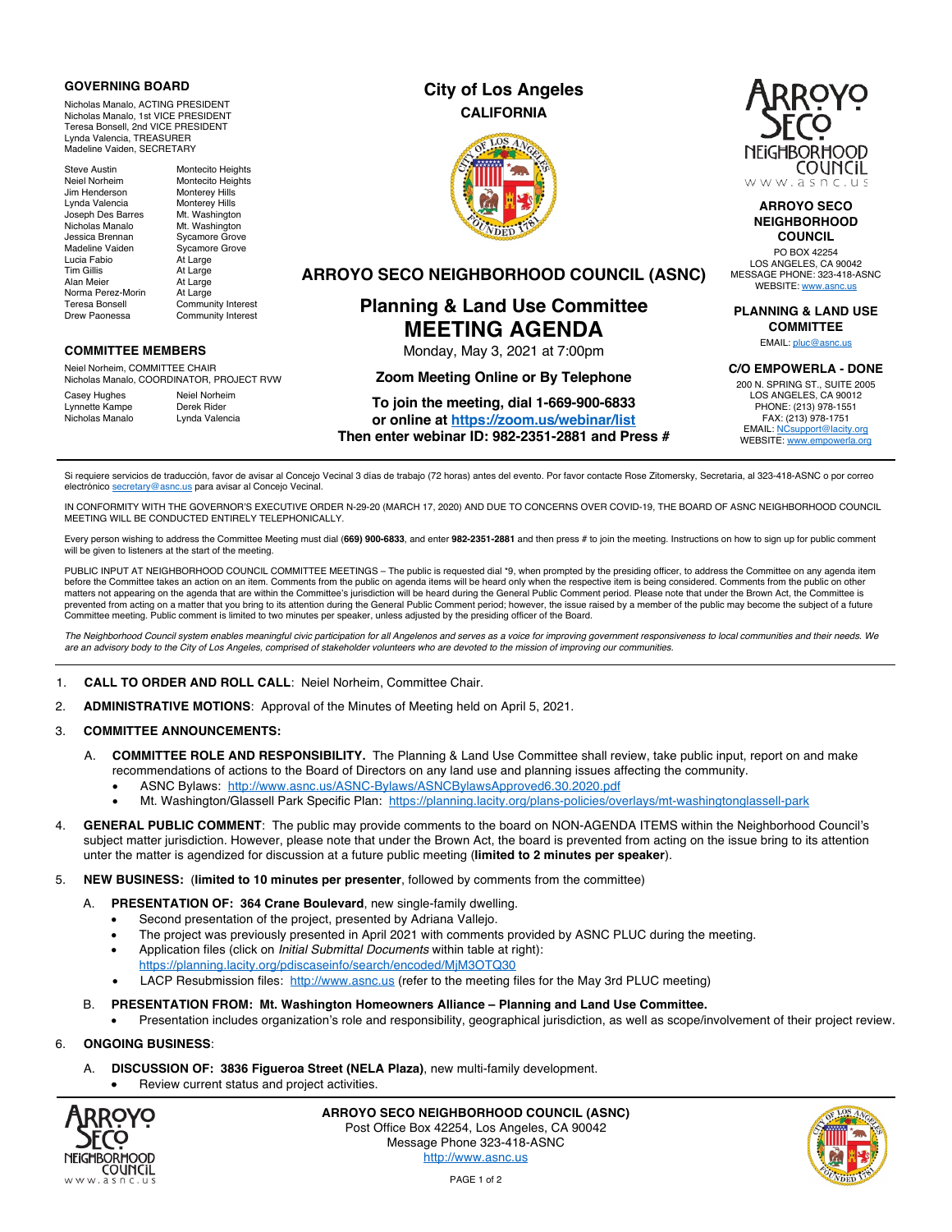**GOVERNING BOARD**

Nicholas Manalo, ACTING PRESIDENT
Nicholas Manalo, 1st VICE PRESIDENT
Teresa Bonsell, 2nd VICE PRESIDENT
Lynda Valencia, TREASURER
Madeline Vaiden, SECRETARY

| | |
|---|---|
| Steve Austin | Montecito Heights |
| Neiel Norheim | Montecito Heights |
| Jim Henderson | Monterey Hills |
| Lynda Valencia | Monterey Hills |
| Joseph Des Barres | Mt. Washington |
| Nicholas Manalo | Mt. Washington |
| Jessica Brennan | Sycamore Grove |
| Madeline Vaiden | Sycamore Grove |
| Lucia Fabio | At Large |
| Tim Gillis | At Large |
| Alan Meier | At Large |
| Norma Perez-Morin | At Large |
| Teresa Bonsell | Community Interest |
| Drew Paonessa | Community Interest |

**COMMITTEE MEMBERS**

Neiel Norheim, COMMITTEE CHAIR
Nicholas Manalo, COORDINATOR, PROJECT RVW

| | |
|---|---|
| Casey Hughes | Neiel Norheim |
| Lynnette Kampe | Derek Rider |
| Nicholas Manalo | Lynda Valencia |

**City of Los Angeles**
**CALIFORNIA**

# ARROYO SECO NEIGHBORHOOD COUNCIL (ASNC)

## Planning & Land Use Committee
## MEETING AGENDA

Monday, May 3, 2021 at 7:00pm

**Zoom Meeting Online or By Telephone**

**To join the meeting, dial 1-669-900-6833**
**or online at https://zoom.us/webinar/list**
**Then enter webinar ID: 982-2351-2881 and Press #**

**ARROYO SECO NEIGHBORHOOD COUNCIL**
PO BOX 42254
LOS ANGELES, CA 90042
MESSAGE PHONE: 323-418-ASNC
WEBSITE: www.asnc.us

**PLANNING & LAND USE COMMITTEE**
EMAIL: pluc@asnc.us

**C/O EMPOWERLA - DONE**
200 N. SPRING ST., SUITE 2005
LOS ANGELES, CA 90012
PHONE: (213) 978-1551
FAX: (213) 978-1751
EMAIL: NCsupport@lacity.org
WEBSITE: www.empowerla.org

---

Si requiere servicios de traducción, favor de avisar al Concejo Vecinal 3 días de trabajo (72 horas) antes del evento. Por favor contacte Rose Zitomersky, Secretaria, al 323-418-ASNC o por correo electrónico secretary@asnc.us para avisar al Concejo Vecinal.

IN CONFORMITY WITH THE GOVERNOR'S EXECUTIVE ORDER N-29-20 (MARCH 17, 2020) AND DUE TO CONCERNS OVER COVID-19, THE BOARD OF ASNC NEIGHBORHOOD COUNCIL MEETING WILL BE CONDUCTED ENTIRELY TELEPHONICALLY.

Every person wishing to address the Committee Meeting must dial **(669) 900-6833**, and enter **982-2351-2881** and then press # to join the meeting. Instructions on how to sign up for public comment will be given to listeners at the start of the meeting.

PUBLIC INPUT AT NEIGHBORHOOD COUNCIL COMMITTEE MEETINGS – The public is requested dial *9, when prompted by the presiding officer, to address the Committee on any agenda item before the Committee takes an action on an item. Comments from the public on agenda items will be heard only when the respective item is being considered. Comments from the public on other matters not appearing on the agenda that are within the Committee's jurisdiction will be heard during the General Public Comment period. Please note that under the Brown Act, the Committee is prevented from acting on a matter that you bring to its attention during the General Public Comment period; however, the issue raised by a member of the public may become the subject of a future Committee meeting. Public comment is limited to two minutes per speaker, unless adjusted by the presiding officer of the Board.

*The Neighborhood Council system enables meaningful civic participation for all Angelenos and serves as a voice for improving government responsiveness to local communities and their needs. We are an advisory body to the City of Los Angeles, comprised of stakeholder volunteers who are devoted to the mission of improving our communities.*

---

1. **CALL TO ORDER AND ROLL CALL**: Neiel Norheim, Committee Chair.
2. **ADMINISTRATIVE MOTIONS**: Approval of the Minutes of Meeting held on April 5, 2021.
3. **COMMITTEE ANNOUNCEMENTS:**
   A. **COMMITTEE ROLE AND RESPONSIBILITY.** The Planning & Land Use Committee shall review, take public input, report on and make recommendations of actions to the Board of Directors on any land use and planning issues affecting the community.
      - ASNC Bylaws: http://www.asnc.us/ASNC-Bylaws/ASNCBylawsApproved6.30.2020.pdf
      - Mt. Washington/Glassell Park Specific Plan: https://planning.lacity.org/plans-policies/overlays/mt-washingtonglassell-park
4. **GENERAL PUBLIC COMMENT**: The public may provide comments to the board on NON-AGENDA ITEMS within the Neighborhood Council's subject matter jurisdiction. However, please note that under the Brown Act, the board is prevented from acting on the issue bring to its attention unter the matter is agendized for discussion at a future public meeting (**limited to 2 minutes per speaker**).
5. **NEW BUSINESS:** (**limited to 10 minutes per presenter**, followed by comments from the committee)
   A. **PRESENTATION OF: 364 Crane Boulevard**, new single-family dwelling.
      - Second presentation of the project, presented by Adriana Vallejo.
      - The project was previously presented in April 2021 with comments provided by ASNC PLUC during the meeting.
      - Application files (click on *Initial Submittal Documents* within table at right): https://planning.lacity.org/pdiscaseinfo/search/encoded/MjM3OTQ30
      - LACP Resubmission files: http://www.asnc.us (refer to the meeting files for the May 3rd PLUC meeting)

   B. **PRESENTATION FROM: Mt. Washington Homeowners Alliance – Planning and Land Use Committee.**
      - Presentation includes organization's role and responsibility, geographical jurisdiction, as well as scope/involvement of their project review.
6. **ONGOING BUSINESS**:
   A. **DISCUSSION OF: 3836 Figueroa Street (NELA Plaza)**, new multi-family development.
      - Review current status and project activities.

**ARROYO SECO NEIGHBORHOOD COUNCIL (ASNC)**
Post Office Box 42254, Los Angeles, CA 90042
Message Phone 323-418-ASNC
http://www.asnc.us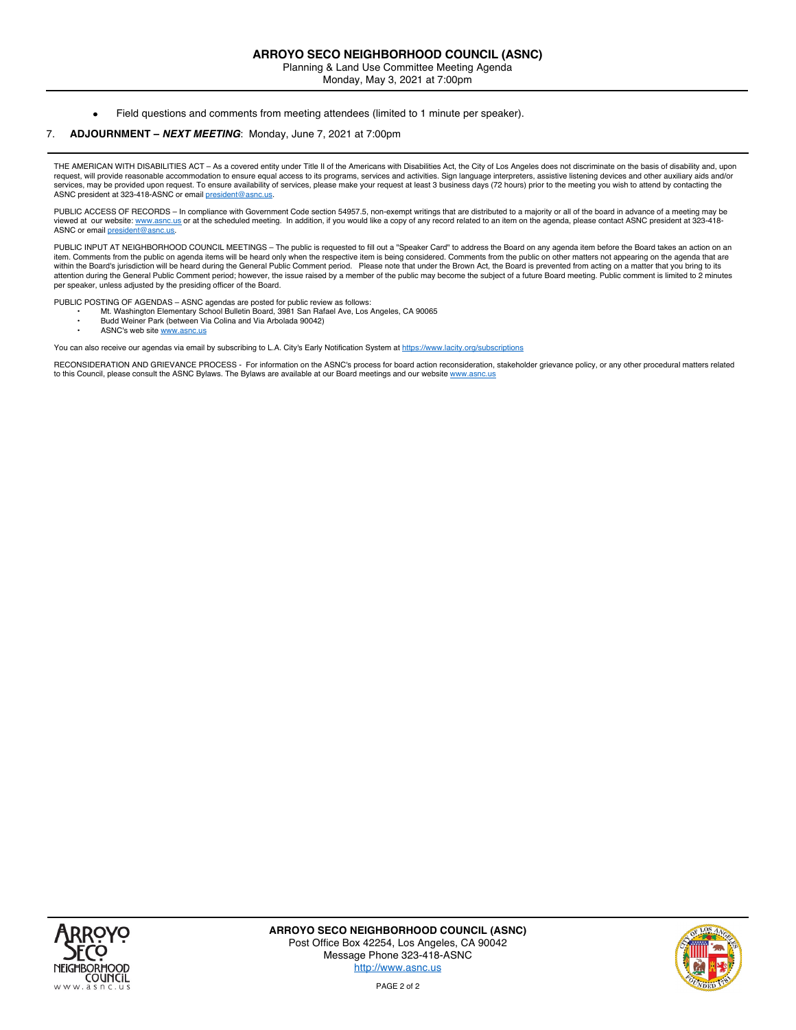- Field questions and comments from meeting attendees (limited to 1 minute per speaker).

7. **ADJOURNMENT – *NEXT MEETING***: Monday, June 7, 2021 at 7:00pm

THE AMERICAN WITH DISABILITIES ACT – As a covered entity under Title II of the Americans with Disabilities Act, the City of Los Angeles does not discriminate on the basis of disability and, upon request, will provide reasonable accommodation to ensure equal access to its programs, services and activities. Sign language interpreters, assistive listening devices and other auxiliary aids and/or services, may be provided upon request. To ensure availability of services, please make your request at least 3 business days (72 hours) prior to the meeting you wish to attend by contacting the ASNC president at 323-418-ASNC or email president@asnc.us.

PUBLIC ACCESS OF RECORDS – In compliance with Government Code section 54957.5, non-exempt writings that are distributed to a majority or all of the board in advance of a meeting may be viewed at our website: www.asnc.us or at the scheduled meeting. In addition, if you would like a copy of any record related to an item on the agenda, please contact ASNC president at 323-418-ASNC or email president@asnc.us.

PUBLIC INPUT AT NEIGHBORHOOD COUNCIL MEETINGS – The public is requested to fill out a "Speaker Card" to address the Board on any agenda item before the Board takes an action on an item. Comments from the public on agenda items will be heard only when the respective item is being considered. Comments from the public on other matters not appearing on the agenda that are within the Board's jurisdiction will be heard during the General Public Comment period. Please note that under the Brown Act, the Board is prevented from acting on a matter that you bring to its attention during the General Public Comment period; however, the issue raised by a member of the public may become the subject of a future Board meeting. Public comment is limited to 2 minutes per speaker, unless adjusted by the presiding officer of the Board.

PUBLIC POSTING OF AGENDAS – ASNC agendas are posted for public review as follows:

- Mt. Washington Elementary School Bulletin Board, 3981 San Rafael Ave, Los Angeles, CA 90065
- Budd Weiner Park (between Via Colina and Via Arbolada 90042)
- ASNC's web site www.asnc.us

You can also receive our agendas via email by subscribing to L.A. City's Early Notification System at https://www.lacity.org/subscriptions

RECONSIDERATION AND GRIEVANCE PROCESS - For information on the ASNC's process for board action reconsideration, stakeholder grievance policy, or any other procedural matters related to this Council, please consult the ASNC Bylaws. The Bylaws are available at our Board meetings and our website www.asnc.us